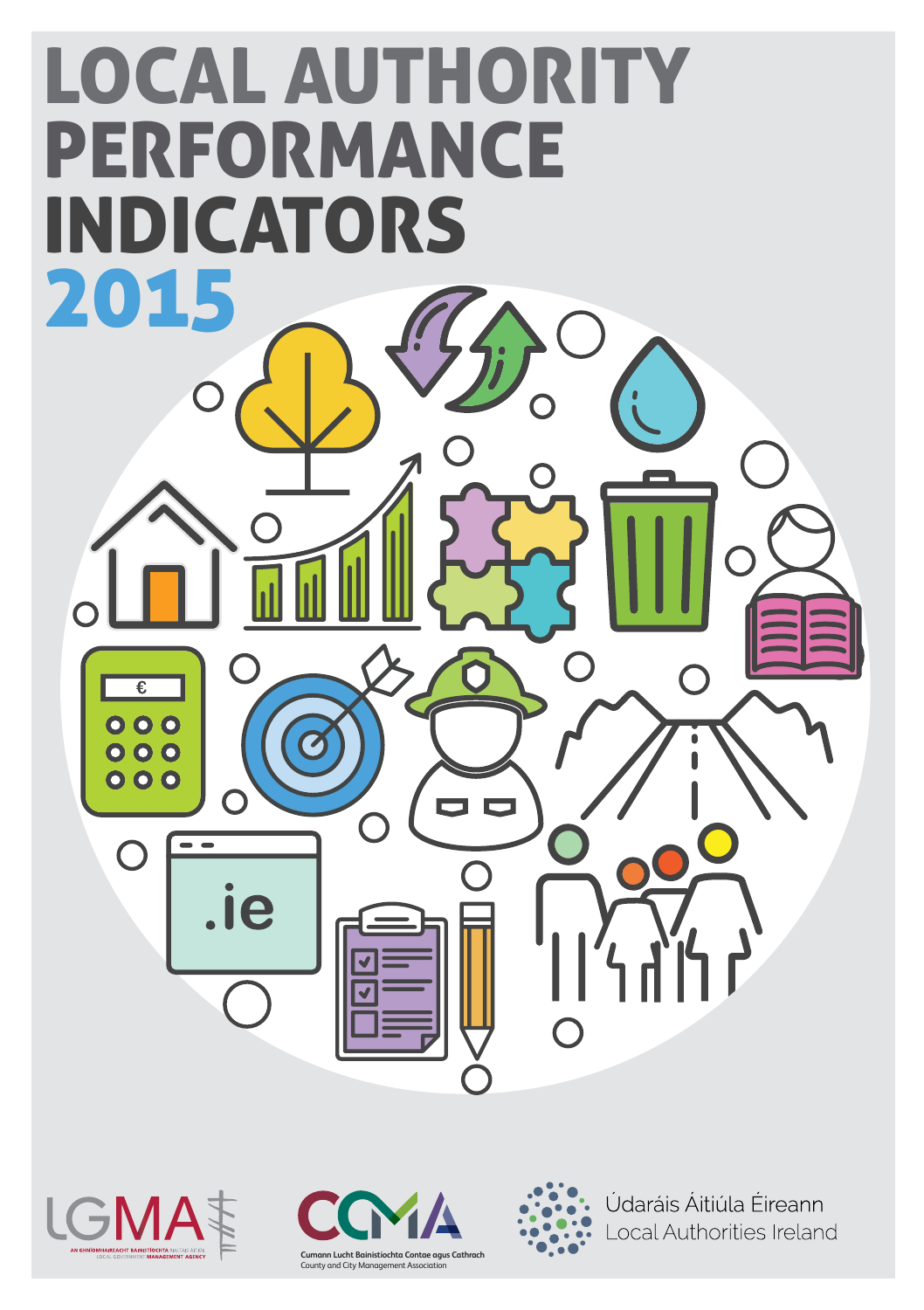# LOCAL AUTHORITY PERFORMANCE INDICATORS 2015

LGMA
AN GHNÍOMHAIREACHT BAINISTÍOCHTA RIALTAIS ÁITIÚIL
LOCAL GOVERNMENT MANAGEMENT AGENCY

CCMA
Cumann Lucht Bainistíochta Contae agus Cathrach
County and City Management Association

Údaráis Áitiúla Éireann
Local Authorities Ireland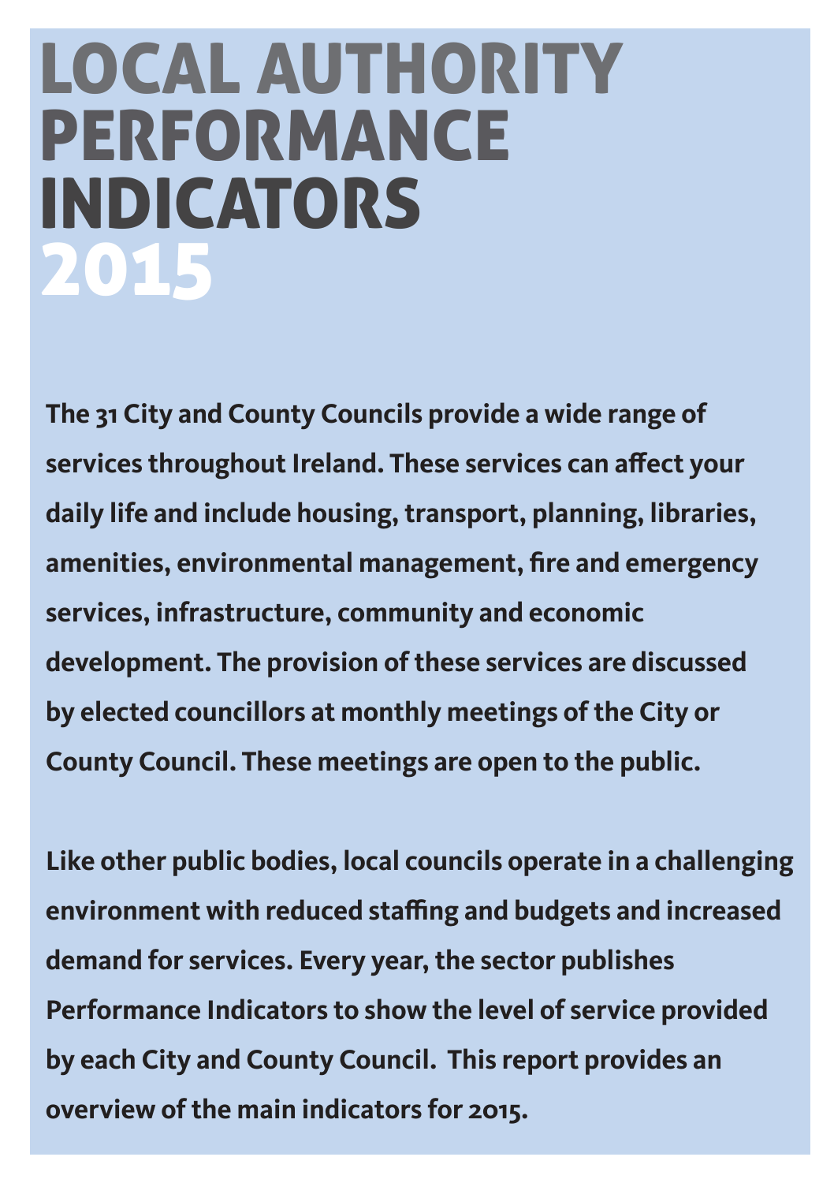# LOCAL AUTHORITY PERFORMANCE INDICATORS 2015

**The 31 City and County Councils provide a wide range of services throughout Ireland. These services can affect your daily life and include housing, transport, planning, libraries, amenities, environmental management, fire and emergency services, infrastructure, community and economic development. The provision of these services are discussed by elected councillors at monthly meetings of the City or County Council. These meetings are open to the public.**

**Like other public bodies, local councils operate in a challenging environment with reduced staffing and budgets and increased demand for services. Every year, the sector publishes Performance Indicators to show the level of service provided by each City and County Council. This report provides an overview of the main indicators for 2015.**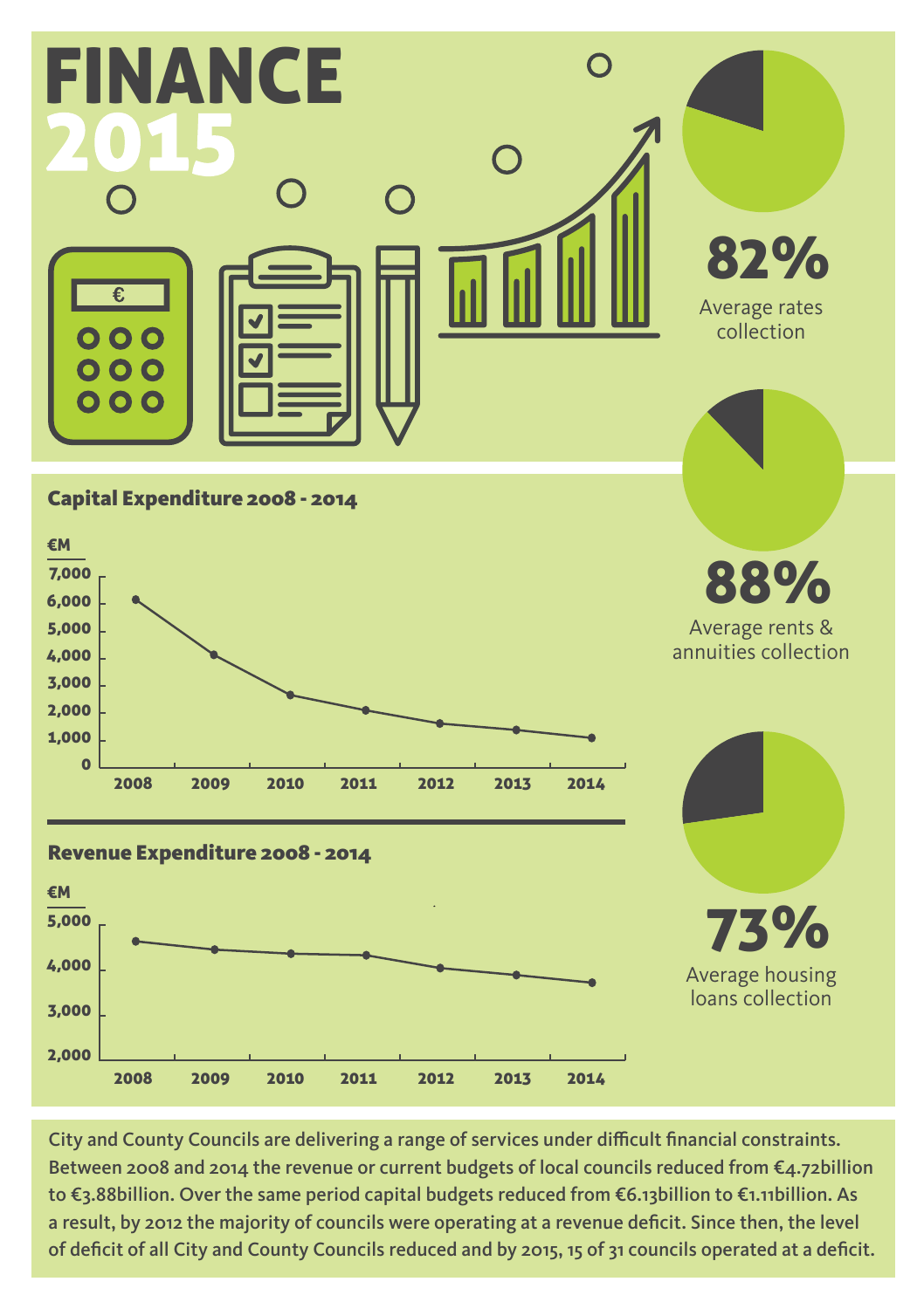# FINANCE 2015

82%
Average rates collection

88%
Average rents & annuities collection

73%
Average housing loans collection

## Capital Expenditure 2008 - 2014

€M
7,000
6,000
5,000
4,000
3,000
2,000
1,000
0
2008 2009 2010 2011 2012 2013 2014

## Revenue Expenditure 2008 - 2014

€M
5,000
4,000
3,000
2,000
2008 2009 2010 2011 2012 2013 2014

City and County Councils are delivering a range of services under difficult financial constraints. Between 2008 and 2014 the revenue or current budgets of local councils reduced from €4.72billion to €3.88billion. Over the same period capital budgets reduced from €6.13billion to €1.11billion. As a result, by 2012 the majority of councils were operating at a revenue deficit. Since then, the level of deficit of all City and County Councils reduced and by 2015, 15 of 31 councils operated at a deficit.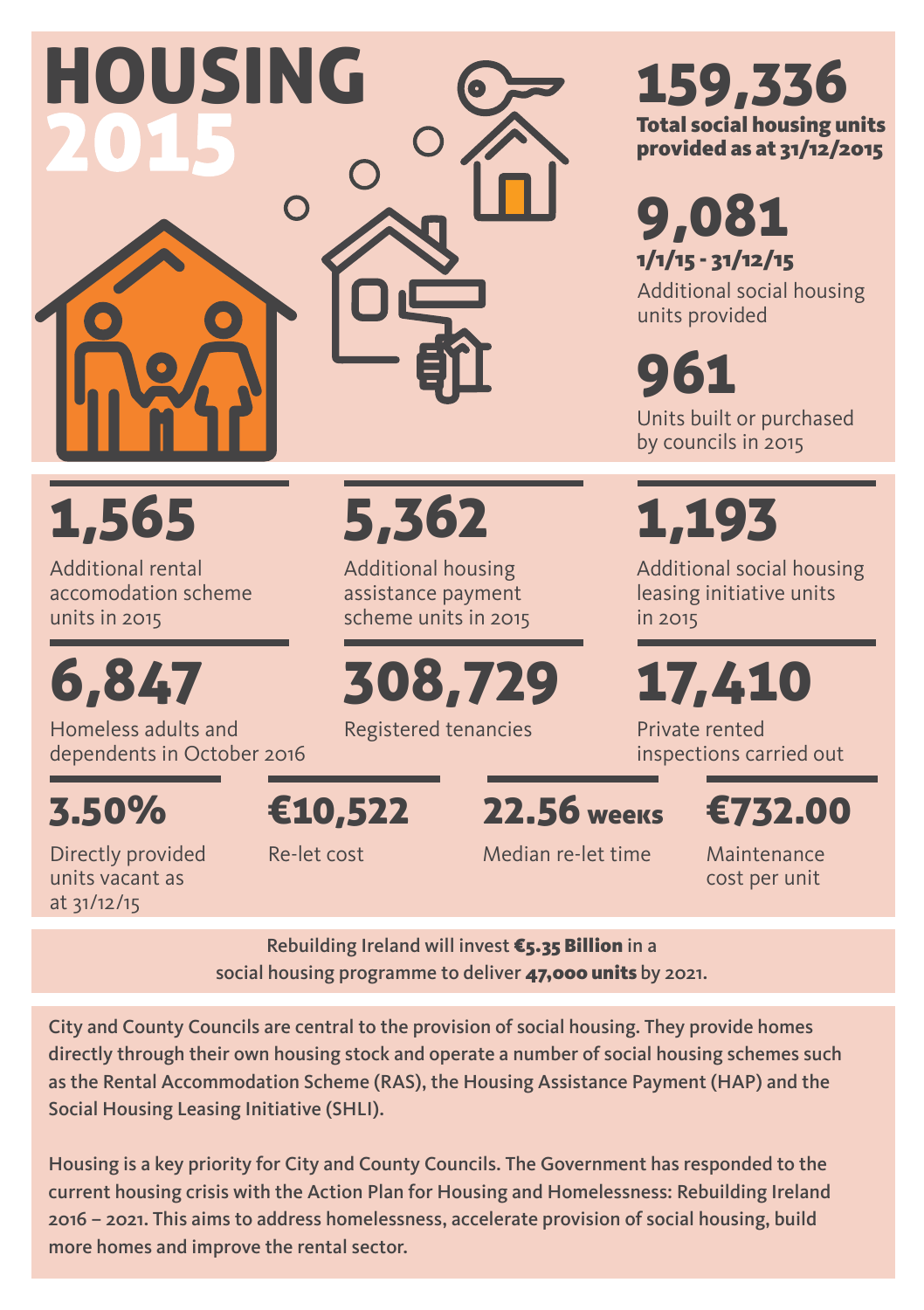# HOUSING 2015

**159,336**
**Total social housing units provided as at 31/12/2015**

**9,081**
**1/1/15 - 31/12/15**
Additional social housing units provided

**961**
Units built or purchased by councils in 2015

**1,565**
Additional rental accomodation scheme units in 2015

**5,362**
Additional housing assistance payment scheme units in 2015

**1,193**
Additional social housing leasing initiative units in 2015

**6,847**
Homeless adults and dependents in October 2016

**308,729**
Registered tenancies

**17,410**
Private rented inspections carried out

**3.50%**
Directly provided units vacant as at 31/12/15

**€10,522**
Re-let cost

**22.56 weeks**
Median re-let time

**€732.00**
Maintenance cost per unit

**Rebuilding Ireland will invest €5.35 Billion in a social housing programme to deliver 47,000 units by 2021.**

**City and County Councils are central to the provision of social housing. They provide homes directly through their own housing stock and operate a number of social housing schemes such as the Rental Accommodation Scheme (RAS), the Housing Assistance Payment (HAP) and the Social Housing Leasing Initiative (SHLI).**

**Housing is a key priority for City and County Councils. The Government has responded to the current housing crisis with the Action Plan for Housing and Homelessness: Rebuilding Ireland 2016 – 2021. This aims to address homelessness, accelerate provision of social housing, build more homes and improve the rental sector.**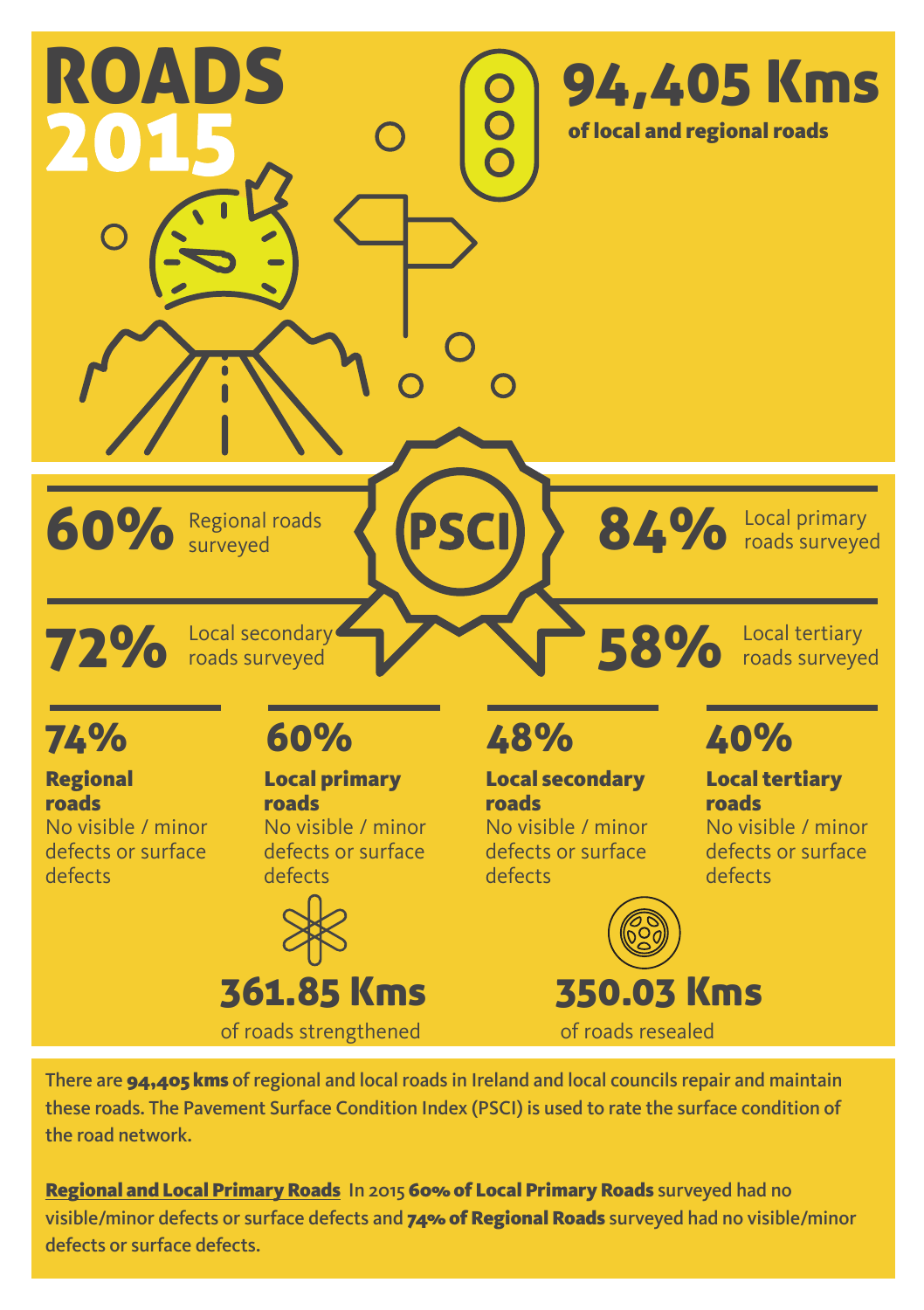# ROADS 2015

**94,405 Kms**

**of local and regional roads**

PSCI

**60%** Regional roads surveyed

**84%** Local primary roads surveyed

**72%** Local secondary roads surveyed

**58%** Local tertiary roads surveyed

**74%**

**Regional roads**

No visible / minor defects or surface defects

**60%**

**Local primary roads**

No visible / minor defects or surface defects

**48%**

**Local secondary roads**

No visible / minor defects or surface defects

**40%**

**Local tertiary roads**

No visible / minor defects or surface defects

**361.85 Kms**

of roads strengthened

**350.03 Kms**

of roads resealed

**There are 94,405 kms of regional and local roads in Ireland and local councils repair and maintain these roads. The Pavement Surface Condition Index (PSCI) is used to rate the surface condition of the road network.**

**Regional and Local Primary Roads** In 2015 **60% of Local Primary Roads** surveyed had no visible/minor defects or surface defects and **74% of Regional Roads** surveyed had no visible/minor defects or surface defects.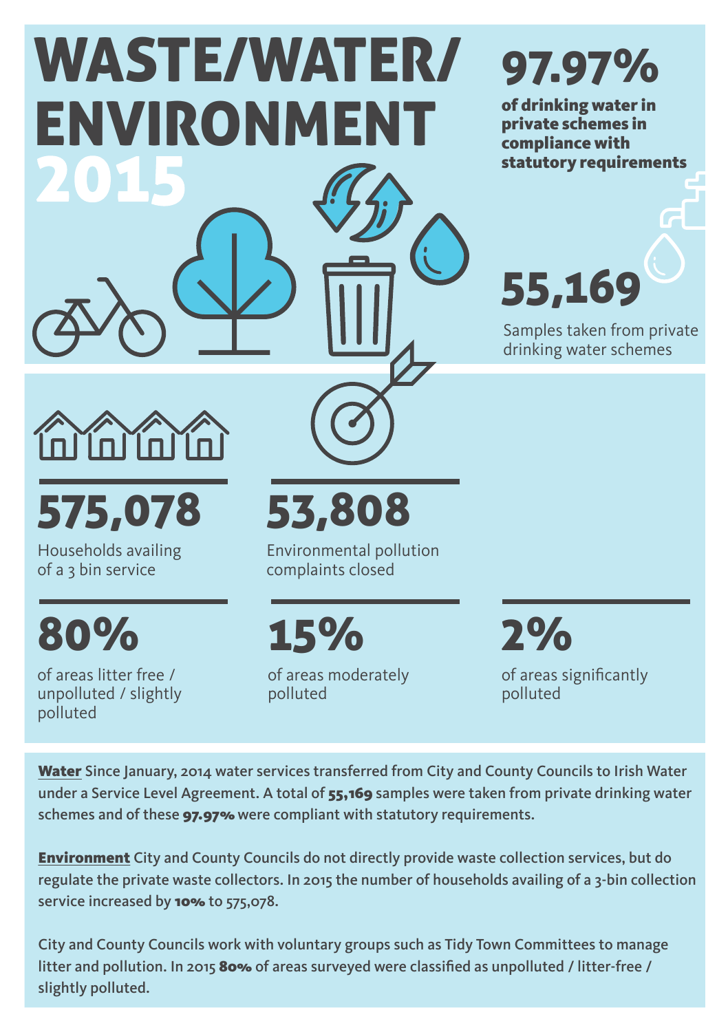# WASTE/WATER/ ENVIRONMENT 2015

**97.97%**

**of drinking water in private schemes in compliance with statutory requirements**

**55,169**

Samples taken from private drinking water schemes

**575,078**

Households availing of a 3 bin service

**53,808**

Environmental pollution complaints closed

**80%**

of areas litter free / unpolluted / slightly polluted

**15%**

of areas moderately polluted

**2%**

of areas significantly polluted

**Water** Since January, 2014 water services transferred from City and County Councils to Irish Water under a Service Level Agreement. A total of **55,169** samples were taken from private drinking water schemes and of these **97.97%** were compliant with statutory requirements.

**Environment** City and County Councils do not directly provide waste collection services, but do regulate the private waste collectors. In 2015 the number of households availing of a 3-bin collection service increased by **10%** to 575,078.

City and County Councils work with voluntary groups such as Tidy Town Committees to manage litter and pollution. In 2015 **80%** of areas surveyed were classified as unpolluted / litter-free / slightly polluted.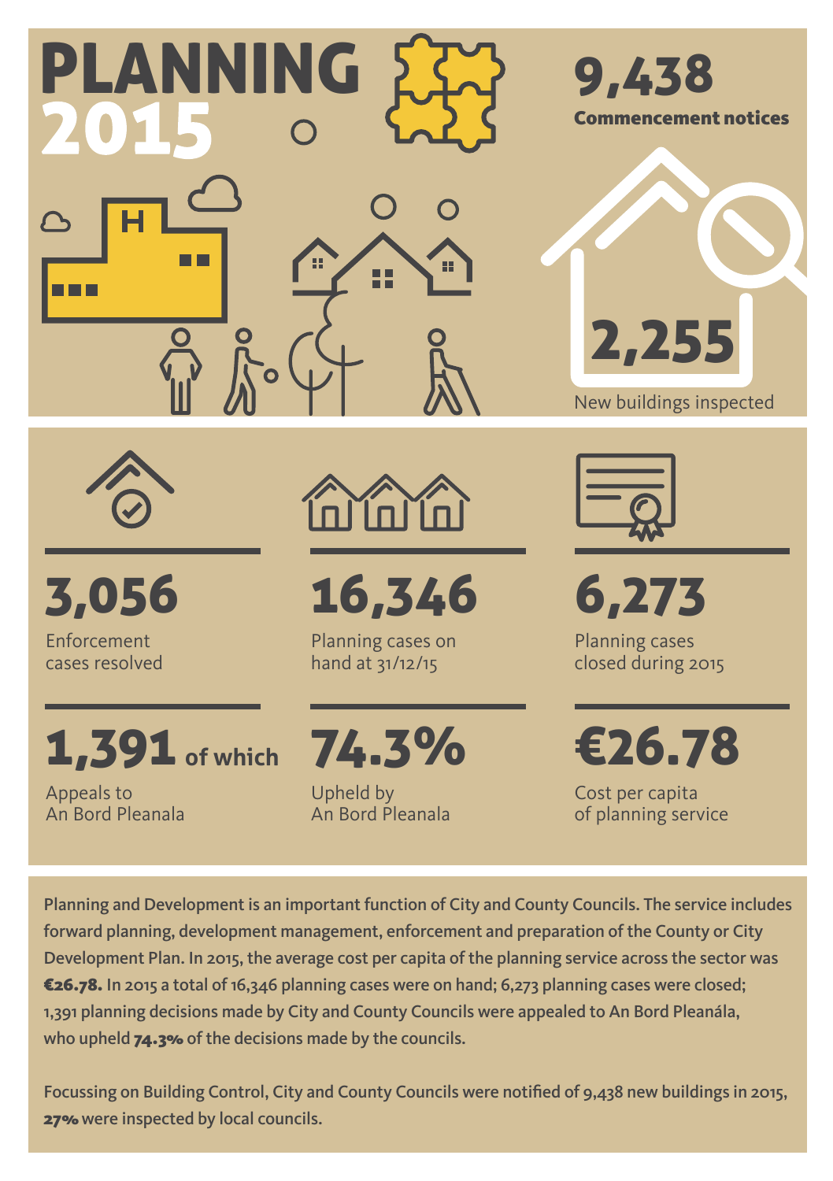# PLANNING 2015

**9,438**
**Commencement notices**

**2,255**
New buildings inspected

**3,056**
Enforcement cases resolved

**16,346**
Planning cases on hand at 31/12/15

**6,273**
Planning cases closed during 2015

**1,391** of which
Appeals to An Bord Pleanala

**74.3%**
Upheld by An Bord Pleanala

**€26.78**
Cost per capita of planning service

Planning and Development is an important function of City and County Councils. The service includes forward planning, development management, enforcement and preparation of the County or City Development Plan. In 2015, the average cost per capita of the planning service across the sector was **€26.78.** In 2015 a total of 16,346 planning cases were on hand; 6,273 planning cases were closed; 1,391 planning decisions made by City and County Councils were appealed to An Bord Pleanála, who upheld **74.3%** of the decisions made by the councils.

Focussing on Building Control, City and County Councils were notified of 9,438 new buildings in 2015, **27%** were inspected by local councils.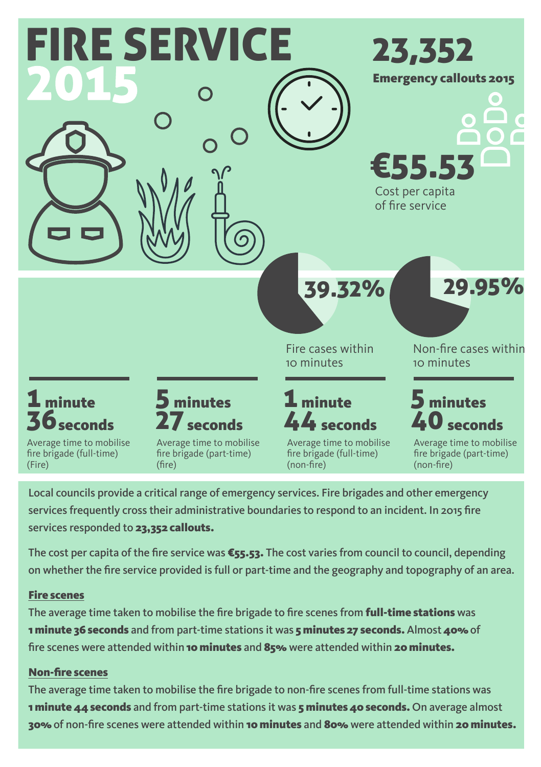# FIRE SERVICE 2015

**23,352**

**Emergency callouts 2015**

**€55.53**

Cost per capita of fire service

39.32%

Fire cases within 10 minutes

29.95%

Non-fire cases within 10 minutes

**1 minute 36 seconds**

Average time to mobilise fire brigade (full-time) (Fire)

**5 minutes 27 seconds**

Average time to mobilise fire brigade (part-time) (fire)

**1 minute 44 seconds**

Average time to mobilise fire brigade (full-time) (non-fire)

**5 minutes 40 seconds**

Average time to mobilise fire brigade (part-time) (non-fire)

Local councils provide a critical range of emergency services. Fire brigades and other emergency services frequently cross their administrative boundaries to respond to an incident. In 2015 fire services responded to **23,352 callouts.**

The cost per capita of the fire service was **€55.53.** The cost varies from council to council, depending on whether the fire service provided is full or part-time and the geography and topography of an area.

**Fire scenes**

The average time taken to mobilise the fire brigade to fire scenes from **full-time stations** was **1 minute 36 seconds** and from part-time stations it was **5 minutes 27 seconds.** Almost **40%** of fire scenes were attended within **10 minutes** and **85%** were attended within **20 minutes.**

**Non-fire scenes**

The average time taken to mobilise the fire brigade to non-fire scenes from full-time stations was **1 minute 44 seconds** and from part-time stations it was **5 minutes 40 seconds.** On average almost **30%** of non-fire scenes were attended within **10 minutes** and **80%** were attended within **20 minutes.**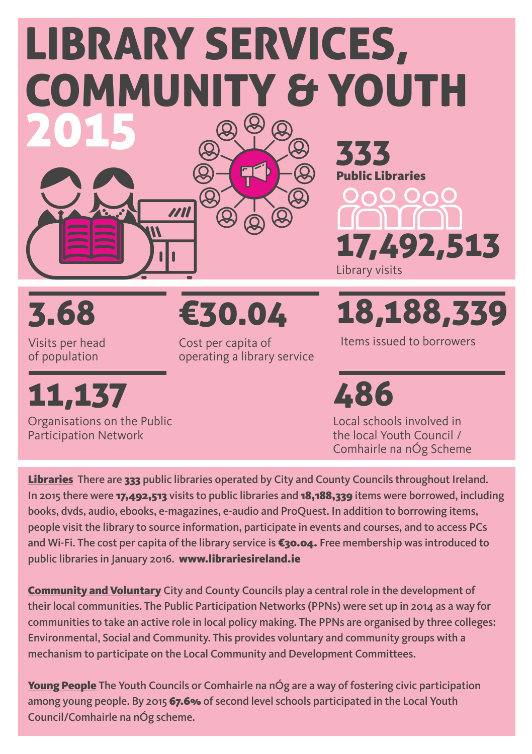# LIBRARY SERVICES, COMMUNITY & YOUTH 2015

**333**
**Public Libraries**

**17,492,513**
Library visits

**3.68**
Visits per head of population

**€30.04**
Cost per capita of operating a library service

**18,188,339**
Items issued to borrowers

**11,137**
Organisations on the Public Participation Network

**486**
Local schools involved in the local Youth Council / Comhairle na nÓg Scheme

**Libraries** There are **333** public libraries operated by City and County Councils throughout Ireland. In 2015 there were **17,492,513** visits to public libraries and **18,188,339** items were borrowed, including books, dvds, audio, ebooks, e-magazines, e-audio and ProQuest. In addition to borrowing items, people visit the library to source information, participate in events and courses, and to access PCs and Wi-Fi. The cost per capita of the library service is **€30.04.** Free membership was introduced to public libraries in January 2016. **www.librariesireland.ie**

**Community and Voluntary** City and County Councils play a central role in the development of their local communities. The Public Participation Networks (PPNs) were set up in 2014 as a way for communities to take an active role in local policy making. The PPNs are organised by three colleges: Environmental, Social and Community. This provides voluntary and community groups with a mechanism to participate on the Local Community and Development Committees.

**Young People** The Youth Councils or Comhairle na nÓg are a way of fostering civic participation among young people. By 2015 **67.6%** of second level schools participated in the Local Youth Council/Comhairle na nÓg scheme.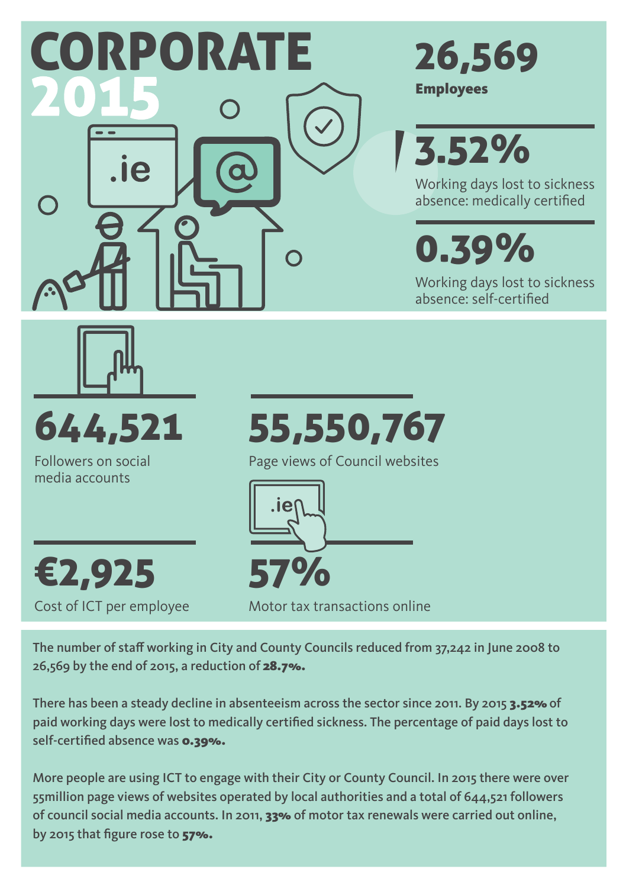# CORPORATE 2015

**26,569**
**Employees**

**3.52%**
Working days lost to sickness absence: medically certified

**0.39%**
Working days lost to sickness absence: self-certified

**644,521**
Followers on social media accounts

**55,550,767**
Page views of Council websites

**€2,925**
Cost of ICT per employee

**57%**
Motor tax transactions online

The number of staff working in City and County Councils reduced from 37,242 in June 2008 to 26,569 by the end of 2015, a reduction of **28.7%.**

There has been a steady decline in absenteeism across the sector since 2011. By 2015 **3.52%** of paid working days were lost to medically certified sickness. The percentage of paid days lost to self-certified absence was **0.39%.**

More people are using ICT to engage with their City or County Council. In 2015 there were over 55million page views of websites operated by local authorities and a total of 644,521 followers of council social media accounts. In 2011, **33%** of motor tax renewals were carried out online, by 2015 that figure rose to **57%.**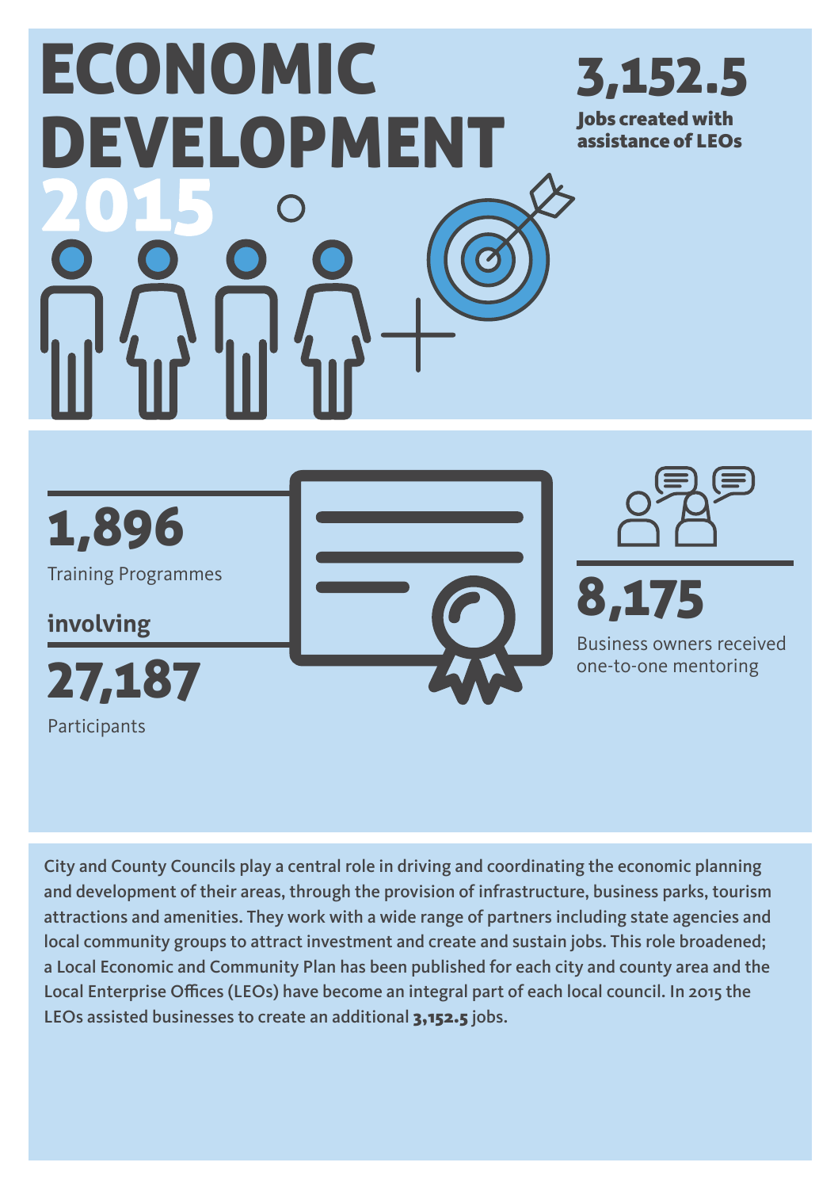# ECONOMIC DEVELOPMENT 2015

**3,152.5**

**Jobs created with assistance of LEOs**

**1,896**

Training Programmes

**involving**

**27,187**

Participants

**8,175**

Business owners received one-to-one mentoring

**City and County Councils play a central role in driving and coordinating the economic planning and development of their areas, through the provision of infrastructure, business parks, tourism attractions and amenities. They work with a wide range of partners including state agencies and local community groups to attract investment and create and sustain jobs. This role broadened; a Local Economic and Community Plan has been published for each city and county area and the Local Enterprise Offices (LEOs) have become an integral part of each local council. In 2015 the LEOs assisted businesses to create an additional 3,152.5 jobs.**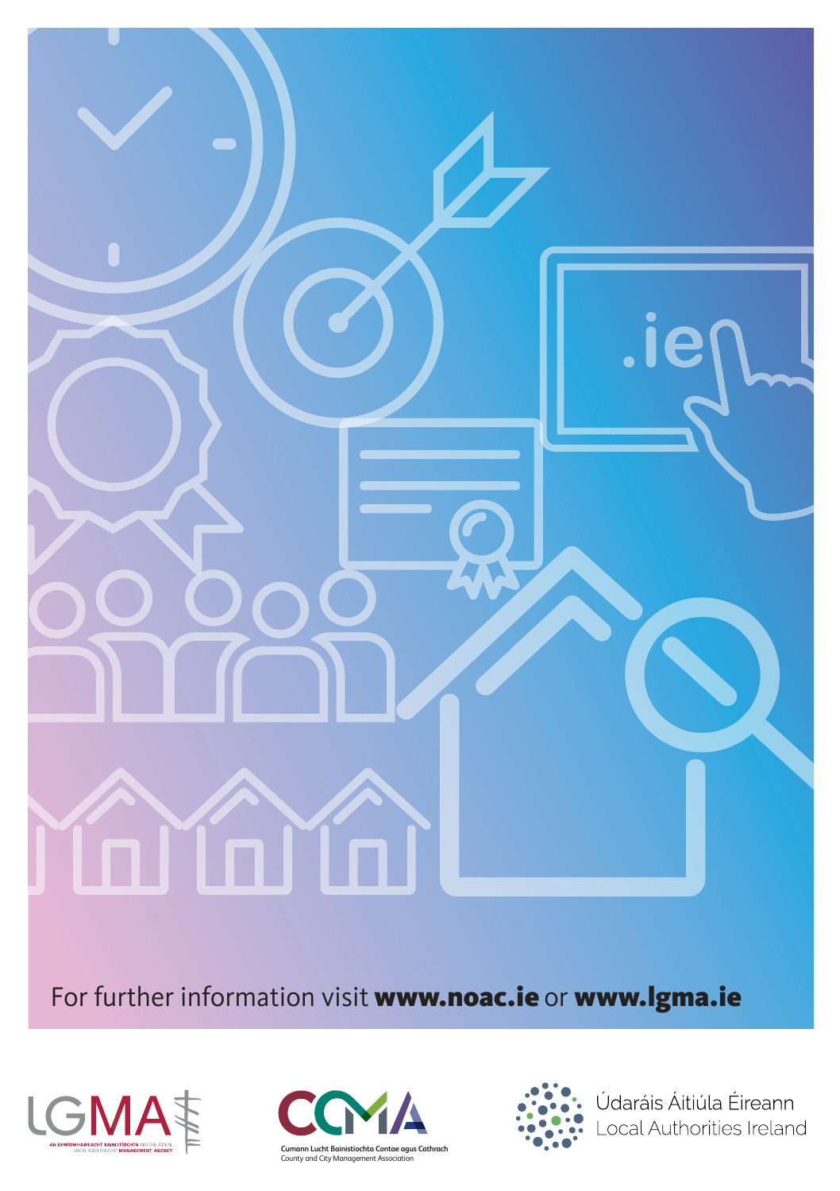For further information visit **www.noac.ie** or **www.lgma.ie**

LGMA
AN GHNÍOMHAIREACHT BAINISTÍOCHTA RIALTAIS ÁITIÚIL
LOCAL GOVERNMENT MANAGEMENT AGENCY

CCMA
Cumann Lucht Bainistíochta Contae agus Cathrach
County and City Management Association

Údaráis Áitiúla Éireann
Local Authorities Ireland